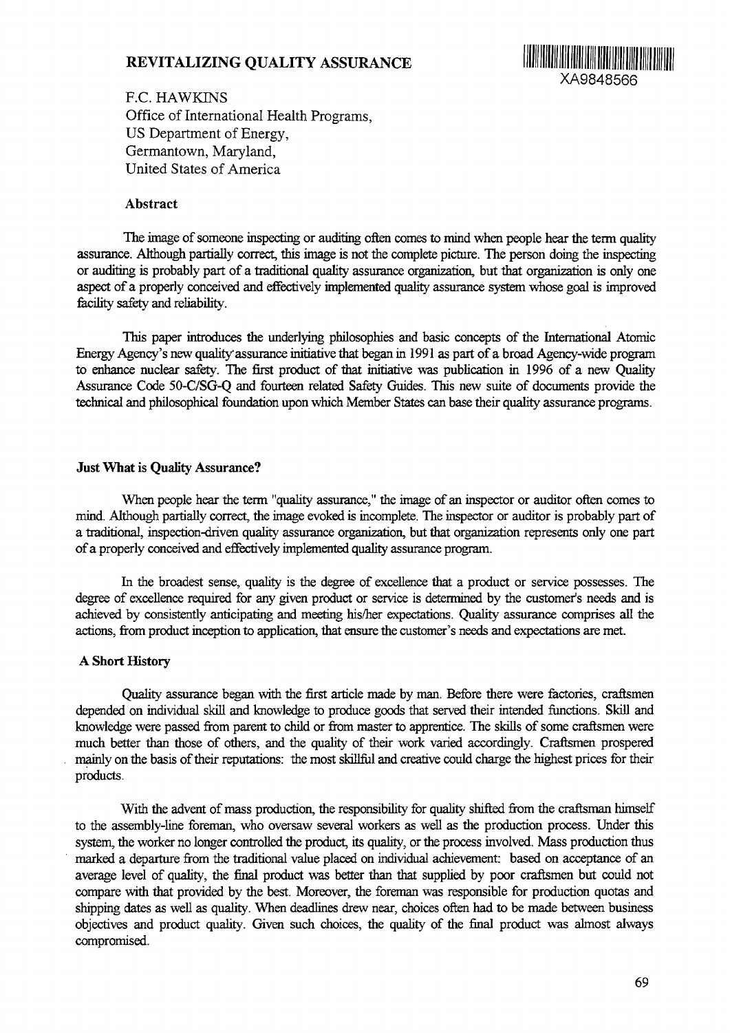# REVITALIZING QUALITY ASSURANCE

XA9848566

F.C. HAWKINS
Office of International Health Programs,
US Department of Energy,
Germantown, Maryland,
United States of America

### Abstract

The image of someone inspecting or auditing often comes to mind when people hear the term quality assurance. Although partially correct, this image is not the complete picture. The person doing the inspecting or auditing is probably part of a traditional quality assurance organization, but that organization is only one aspect of a properly conceived and effectively implemented quality assurance system whose goal is improved facility safety and reliability.

This paper introduces the underlying philosophies and basic concepts of the International Atomic Energy Agency's new quality assurance initiative that began in 1991 as part of a broad Agency-wide program to enhance nuclear safety. The first product of that initiative was publication in 1996 of a new Quality Assurance Code 50-C/SG-Q and fourteen related Safety Guides. This new suite of documents provide the technical and philosophical foundation upon which Member States can base their quality assurance programs.

## Just What is Quality Assurance?

When people hear the term "quality assurance," the image of an inspector or auditor often comes to mind. Although partially correct, the image evoked is incomplete. The inspector or auditor is probably part of a traditional, inspection-driven quality assurance organization, but that organization represents only one part of a properly conceived and effectively implemented quality assurance program.

In the broadest sense, quality is the degree of excellence that a product or service possesses. The degree of excellence required for any given product or service is determined by the customer's needs and is achieved by consistently anticipating and meeting his/her expectations. Quality assurance comprises all the actions, from product inception to application, that ensure the customer's needs and expectations are met.

## A Short History

Quality assurance began with the first article made by man. Before there were factories, craftsmen depended on individual skill and knowledge to produce goods that served their intended functions. Skill and knowledge were passed from parent to child or from master to apprentice. The skills of some craftsmen were much better than those of others, and the quality of their work varied accordingly. Craftsmen prospered mainly on the basis of their reputations: the most skillful and creative could charge the highest prices for their products.

With the advent of mass production, the responsibility for quality shifted from the craftsman himself to the assembly-line foreman, who oversaw several workers as well as the production process. Under this system, the worker no longer controlled the product, its quality, or the process involved. Mass production thus marked a departure from the traditional value placed on individual achievement: based on acceptance of an average level of quality, the final product was better than that supplied by poor craftsmen but could not compare with that provided by the best. Moreover, the foreman was responsible for production quotas and shipping dates as well as quality. When deadlines drew near, choices often had to be made between business objectives and product quality. Given such choices, the quality of the final product was almost always compromised.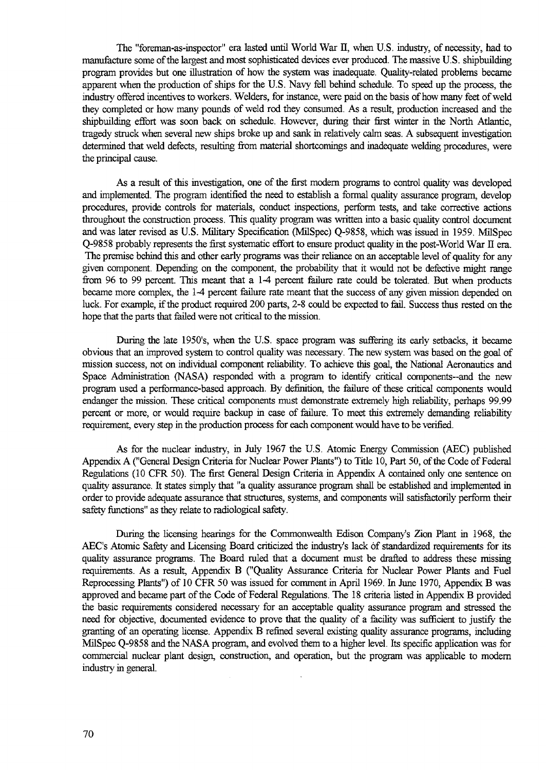The "foreman-as-inspector" era lasted until World War II, when U.S. industry, of necessity, had to manufacture some of the largest and most sophisticated devices ever produced. The massive U.S. shipbuilding program provides but one illustration of how the system was inadequate. Quality-related problems became apparent when the production of ships for the U.S. Navy fell behind schedule. To speed up the process, the industry offered incentives to workers. Welders, for instance, were paid on the basis of how many feet of weld they completed or how many pounds of weld rod they consumed. As a result, production increased and the shipbuilding effort was soon back on schedule. However, during their first winter in the North Atlantic, tragedy struck when several new ships broke up and sank in relatively calm seas. A subsequent investigation determined that weld defects, resulting from material shortcomings and inadequate welding procedures, were the principal cause.

As a result of this investigation, one of the first modern programs to control quality was developed and implemented. The program identified the need to establish a formal quality assurance program, develop procedures, provide controls for materials, conduct inspections, perform tests, and take corrective actions throughout the construction process. This quality program was written into a basic quality control document and was later revised as U.S. Military Specification (MilSpec) Q-9858, which was issued in 1959. MilSpec Q-9858 probably represents the first systematic effort to ensure product quality in the post-World War II era. The premise behind this and other early programs was their reliance on an acceptable level of quality for any given component. Depending on the component, the probability that it would not be defective might range from 96 to 99 percent. This meant that a 1-4 percent failure rate could be tolerated. But when products became more complex, the 1-4 percent failure rate meant that the success of any given mission depended on luck. For example, if the product required 200 parts, 2-8 could be expected to fail. Success thus rested on the hope that the parts that failed were not critical to the mission.

During the late 1950's, when the U.S. space program was suffering its early setbacks, it became obvious that an improved system to control quality was necessary. The new system was based on the goal of mission success, not on individual component reliability. To achieve this goal, the National Aeronautics and Space Administration (NASA) responded with a program to identify critical components--and the new program used a performance-based approach. By definition, the failure of these critical components would endanger the mission. These critical components must demonstrate extremely high reliability, perhaps 99.99 percent or more, or would require backup in case of failure. To meet this extremely demanding reliability requirement, every step in the production process for each component would have to be verified.

As for the nuclear industry, in July 1967 the U.S. Atomic Energy Commission (AEC) published Appendix A ("General Design Criteria for Nuclear Power Plants") to Title 10, Part 50, of the Code of Federal Regulations (10 CFR 50). The first General Design Criteria in Appendix A contained only one sentence on quality assurance. It states simply that "a quality assurance program shall be established and implemented in order to provide adequate assurance that structures, systems, and components will satisfactorily perform their safety functions" as they relate to radiological safety.

During the licensing hearings for the Commonwealth Edison Company's Zion Plant in 1968, the AEC's Atomic Safety and Licensing Board criticized the industry's lack of standardized requirements for its quality assurance programs. The Board ruled that a document must be drafted to address these missing requirements. As a result, Appendix B ("Quality Assurance Criteria for Nuclear Power Plants and Fuel Reprocessing Plants") of 10 CFR 50 was issued for comment in April 1969. In June 1970, Appendix B was approved and became part of the Code of Federal Regulations. The 18 criteria listed in Appendix B provided the basic requirements considered necessary for an acceptable quality assurance program and stressed the need for objective, documented evidence to prove that the quality of a facility was sufficient to justify the granting of an operating license. Appendix B refined several existing quality assurance programs, including MilSpec Q-9858 and the NASA program, and evolved them to a higher level. Its specific application was for commercial nuclear plant design, construction, and operation, but the program was applicable to modern industry in general.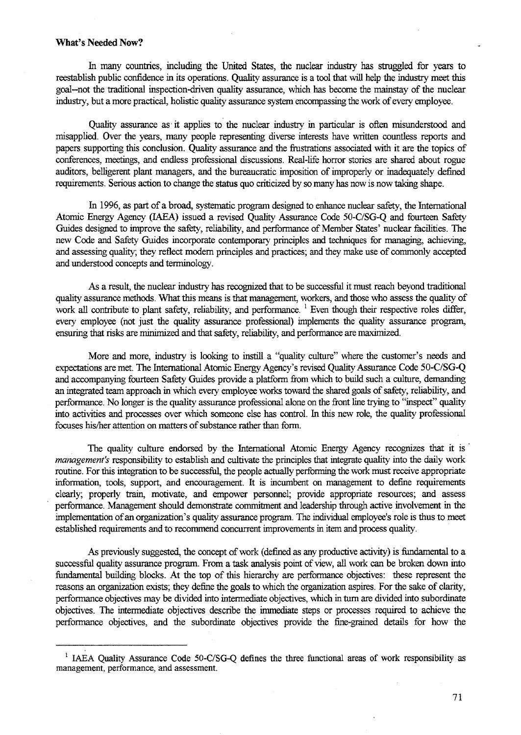**What's Needed Now?**

In many countries, including the United States, the nuclear industry has struggled for years to reestablish public confidence in its operations. Quality assurance is a tool that will help the industry meet this goal--not the traditional inspection-driven quality assurance, which has become the mainstay of the nuclear industry, but a more practical, holistic quality assurance system encompassing the work of every employee.

Quality assurance as it applies to the nuclear industry in particular is often misunderstood and misapplied. Over the years, many people representing diverse interests have written countless reports and papers supporting this conclusion. Quality assurance and the frustrations associated with it are the topics of conferences, meetings, and endless professional discussions. Real-life horror stories are shared about rogue auditors, belligerent plant managers, and the bureaucratic imposition of improperly or inadequately defined requirements. Serious action to change the status quo criticized by so many has now is now taking shape.

In 1996, as part of a broad, systematic program designed to enhance nuclear safety, the International Atomic Energy Agency (IAEA) issued a revised Quality Assurance Code 50-C/SG-Q and fourteen Safety Guides designed to improve the safety, reliability, and performance of Member States' nuclear facilities. The new Code and Safety Guides incorporate contemporary principles and techniques for managing, achieving, and assessing quality; they reflect modern principles and practices; and they make use of commonly accepted and understood concepts and terminology.

As a result, the nuclear industry has recognized that to be successful it must reach beyond traditional quality assurance methods. What this means is that management, workers, and those who assess the quality of work all contribute to plant safety, reliability, and performance. [1] Even though their respective roles differ, every employee (not just the quality assurance professional) implements the quality assurance program, ensuring that risks are minimized and that safety, reliability, and performance are maximized.

More and more, industry is looking to instill a "quality culture" where the customer's needs and expectations are met. The International Atomic Energy Agency's revised Quality Assurance Code 50-C/SG-Q and accompanying fourteen Safety Guides provide a platform from which to build such a culture, demanding an integrated team approach in which every employee works toward the shared goals of safety, reliability, and performance. No longer is the quality assurance professional alone on the front line trying to "inspect" quality into activities and processes over which someone else has control. In this new role, the quality professional focuses his/her attention on matters of substance rather than form.

The quality culture endorsed by the International Atomic Energy Agency recognizes that it is *management's* responsibility to establish and cultivate the principles that integrate quality into the daily work routine. For this integration to be successful, the people actually performing the work must receive appropriate information, tools, support, and encouragement. It is incumbent on management to define requirements clearly; properly train, motivate, and empower personnel; provide appropriate resources; and assess performance. Management should demonstrate commitment and leadership through active involvement in the implementation of an organization's quality assurance program. The individual employee's role is thus to meet established requirements and to recommend concurrent improvements in item and process quality.

As previously suggested, the concept of work (defined as any productive activity) is fundamental to a successful quality assurance program. From a task analysis point of view, all work can be broken down into fundamental building blocks. At the top of this hierarchy are performance objectives: these represent the reasons an organization exists; they define the goals to which the organization aspires. For the sake of clarity, performance objectives may be divided into intermediate objectives, which in turn are divided into subordinate objectives. The intermediate objectives describe the immediate steps or processes required to achieve the performance objectives, and the subordinate objectives provide the fine-grained details for how the

---

[1] IAEA Quality Assurance Code 50-C/SG-Q defines the three functional areas of work responsibility as management, performance, and assessment.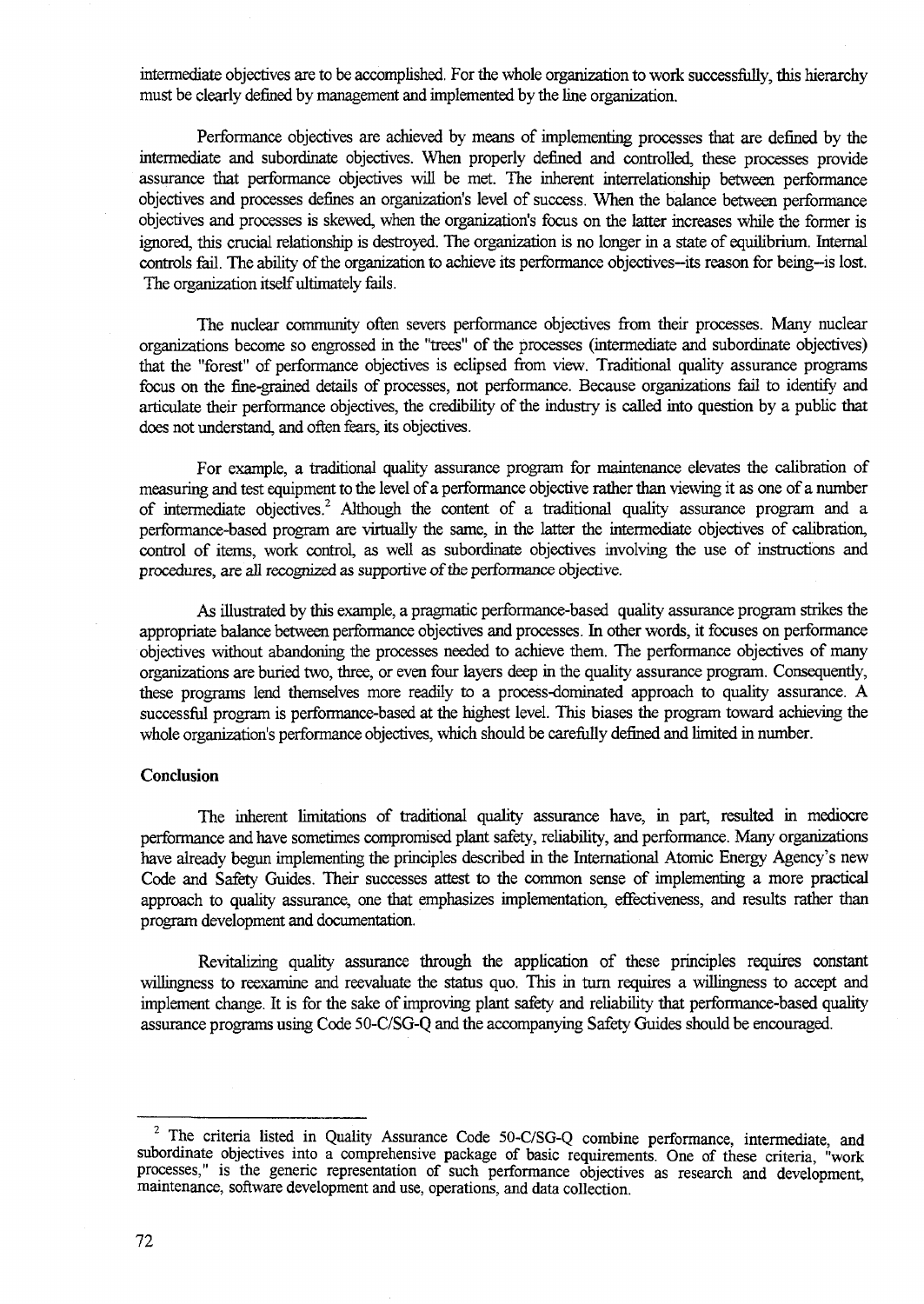intermediate objectives are to be accomplished. For the whole organization to work successfully, this hierarchy must be clearly defined by management and implemented by the line organization.

Performance objectives are achieved by means of implementing processes that are defined by the intermediate and subordinate objectives. When properly defined and controlled, these processes provide assurance that performance objectives will be met. The inherent interrelationship between performance objectives and processes defines an organization's level of success. When the balance between performance objectives and processes is skewed, when the organization's focus on the latter increases while the former is ignored, this crucial relationship is destroyed. The organization is no longer in a state of equilibrium. Internal controls fail. The ability of the organization to achieve its performance objectives--its reason for being--is lost. The organization itself ultimately fails.

The nuclear community often severs performance objectives from their processes. Many nuclear organizations become so engrossed in the "trees" of the processes (intermediate and subordinate objectives) that the "forest" of performance objectives is eclipsed from view. Traditional quality assurance programs focus on the fine-grained details of processes, not performance. Because organizations fail to identify and articulate their performance objectives, the credibility of the industry is called into question by a public that does not understand, and often fears, its objectives.

For example, a traditional quality assurance program for maintenance elevates the calibration of measuring and test equipment to the level of a performance objective rather than viewing it as one of a number of intermediate objectives.[2] Although the content of a traditional quality assurance program and a performance-based program are virtually the same, in the latter the intermediate objectives of calibration, control of items, work control, as well as subordinate objectives involving the use of instructions and procedures, are all recognized as supportive of the performance objective.

As illustrated by this example, a pragmatic performance-based quality assurance program strikes the appropriate balance between performance objectives and processes. In other words, it focuses on performance objectives without abandoning the processes needed to achieve them. The performance objectives of many organizations are buried two, three, or even four layers deep in the quality assurance program. Consequently, these programs lend themselves more readily to a process-dominated approach to quality assurance. A successful program is performance-based at the highest level. This biases the program toward achieving the whole organization's performance objectives, which should be carefully defined and limited in number.

**Conclusion**

The inherent limitations of traditional quality assurance have, in part, resulted in mediocre performance and have sometimes compromised plant safety, reliability, and performance. Many organizations have already begun implementing the principles described in the International Atomic Energy Agency's new Code and Safety Guides. Their successes attest to the common sense of implementing a more practical approach to quality assurance, one that emphasizes implementation, effectiveness, and results rather than program development and documentation.

Revitalizing quality assurance through the application of these principles requires constant willingness to reexamine and reevaluate the status quo. This in turn requires a willingness to accept and implement change. It is for the sake of improving plant safety and reliability that performance-based quality assurance programs using Code 50-C/SG-Q and the accompanying Safety Guides should be encouraged.

---

[2] The criteria listed in Quality Assurance Code 50-C/SG-Q combine performance, intermediate, and subordinate objectives into a comprehensive package of basic requirements. One of these criteria, "work processes," is the generic representation of such performance objectives as research and development, maintenance, software development and use, operations, and data collection.